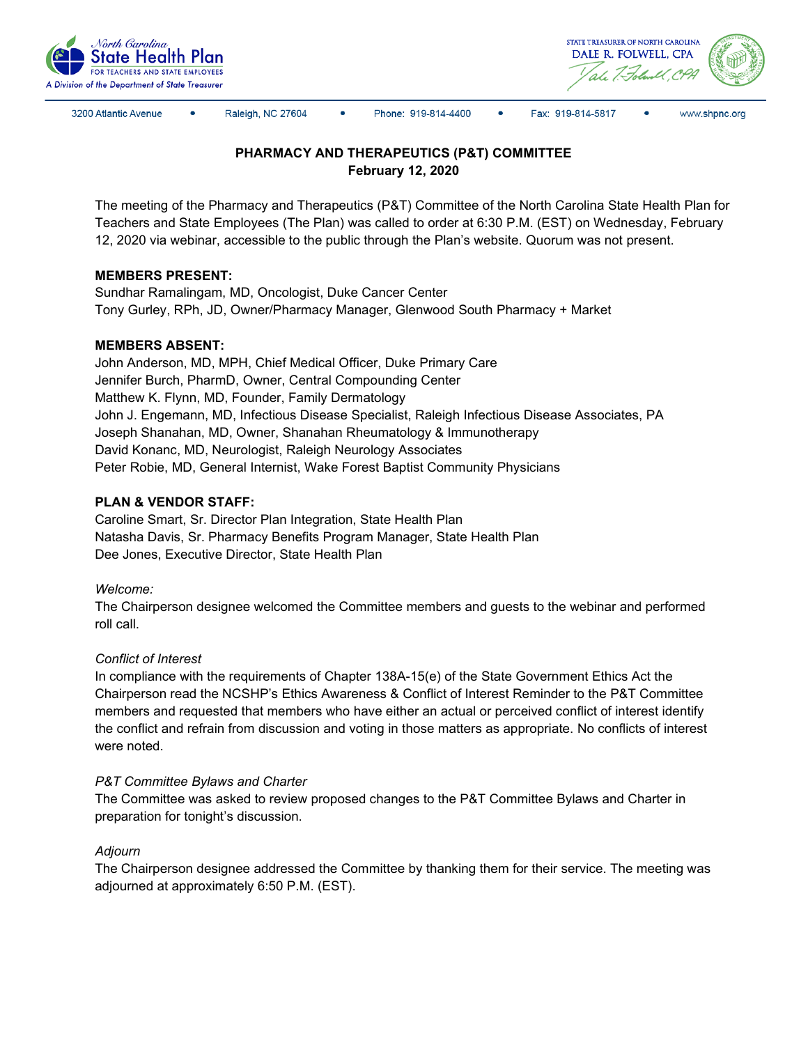North Carolina State Health Plan FOR TEACHERS AND STATE EMPLOYEES
A Division of the Department of State Treasurer

STATE TREASURER OF NORTH CAROLINA
DALE R. FOLWELL, CPA

3200 Atlantic Avenue • Raleigh, NC 27604 • Phone: 919-814-4400 • Fax: 919-814-5817 • www.shpnc.org

## PHARMACY AND THERAPEUTICS (P&T) COMMITTEE
**February 12, 2020**

The meeting of the Pharmacy and Therapeutics (P&T) Committee of the North Carolina State Health Plan for Teachers and State Employees (The Plan) was called to order at 6:30 P.M. (EST) on Wednesday, February 12, 2020 via webinar, accessible to the public through the Plan's website. Quorum was not present.

**MEMBERS PRESENT:**
Sundhar Ramalingam, MD, Oncologist, Duke Cancer Center
Tony Gurley, RPh, JD, Owner/Pharmacy Manager, Glenwood South Pharmacy + Market

**MEMBERS ABSENT:**
John Anderson, MD, MPH, Chief Medical Officer, Duke Primary Care
Jennifer Burch, PharmD, Owner, Central Compounding Center
Matthew K. Flynn, MD, Founder, Family Dermatology
John J. Engemann, MD, Infectious Disease Specialist, Raleigh Infectious Disease Associates, PA
Joseph Shanahan, MD, Owner, Shanahan Rheumatology & Immunotherapy
David Konanc, MD, Neurologist, Raleigh Neurology Associates
Peter Robie, MD, General Internist, Wake Forest Baptist Community Physicians

**PLAN & VENDOR STAFF:**
Caroline Smart, Sr. Director Plan Integration, State Health Plan
Natasha Davis, Sr. Pharmacy Benefits Program Manager, State Health Plan
Dee Jones, Executive Director, State Health Plan

*Welcome:*
The Chairperson designee welcomed the Committee members and guests to the webinar and performed roll call.

*Conflict of Interest*
In compliance with the requirements of Chapter 138A-15(e) of the State Government Ethics Act the Chairperson read the NCSHP's Ethics Awareness & Conflict of Interest Reminder to the P&T Committee members and requested that members who have either an actual or perceived conflict of interest identify the conflict and refrain from discussion and voting in those matters as appropriate. No conflicts of interest were noted.

*P&T Committee Bylaws and Charter*
The Committee was asked to review proposed changes to the P&T Committee Bylaws and Charter in preparation for tonight's discussion.

*Adjourn*
The Chairperson designee addressed the Committee by thanking them for their service. The meeting was adjourned at approximately 6:50 P.M. (EST).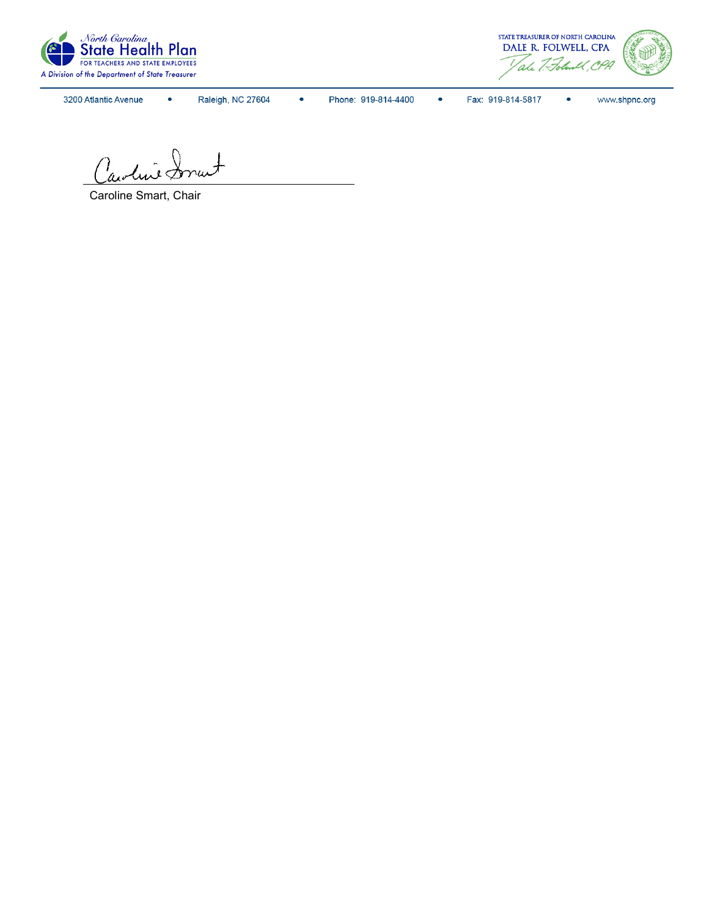Caroline Smart, Chair